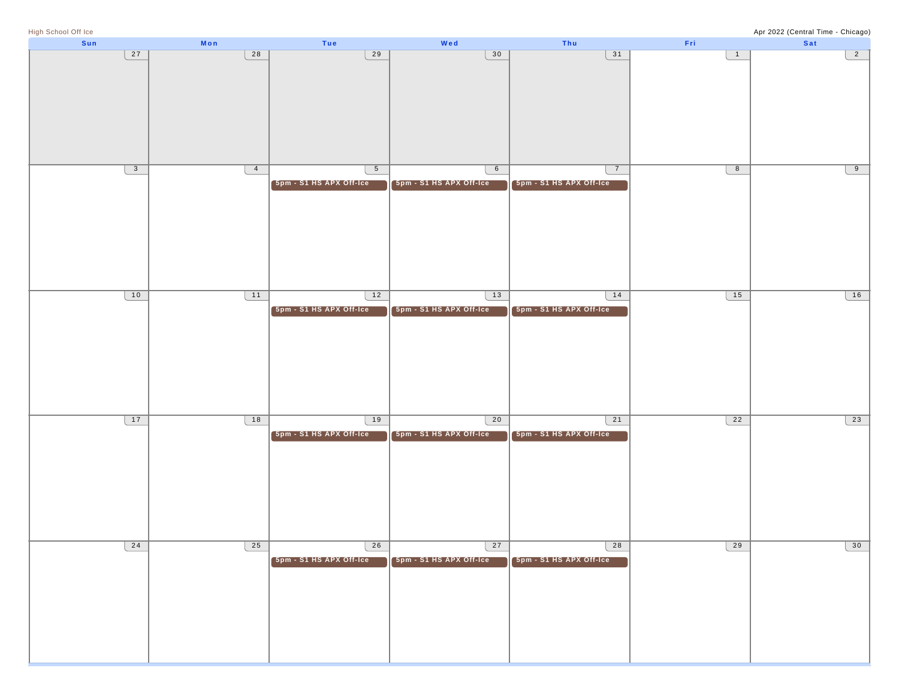High School Off Ice

Apr 2022 (Central Time - Chicago)

| Sun | Mon | Tue | Wed | Thu | Fri | Sat |
|---|---|---|---|---|---|---|
| 27 | 28 | 29 | 30 | 31 | 1 | 2 |
| 3 | 4 | 5<br>5pm - S1 HS APX Off-Ice | 6<br>5pm - S1 HS APX Off-Ice | 7<br>5pm - S1 HS APX Off-Ice | 8 | 9 |
| 10 | 11 | 12<br>5pm - S1 HS APX Off-Ice | 13<br>5pm - S1 HS APX Off-Ice | 14<br>5pm - S1 HS APX Off-Ice | 15 | 16 |
| 17 | 18 | 19<br>5pm - S1 HS APX Off-Ice | 20<br>5pm - S1 HS APX Off-Ice | 21<br>5pm - S1 HS APX Off-Ice | 22 | 23 |
| 24 | 25 | 26<br>5pm - S1 HS APX Off-Ice | 27<br>5pm - S1 HS APX Off-Ice | 28<br>5pm - S1 HS APX Off-Ice | 29 | 30 |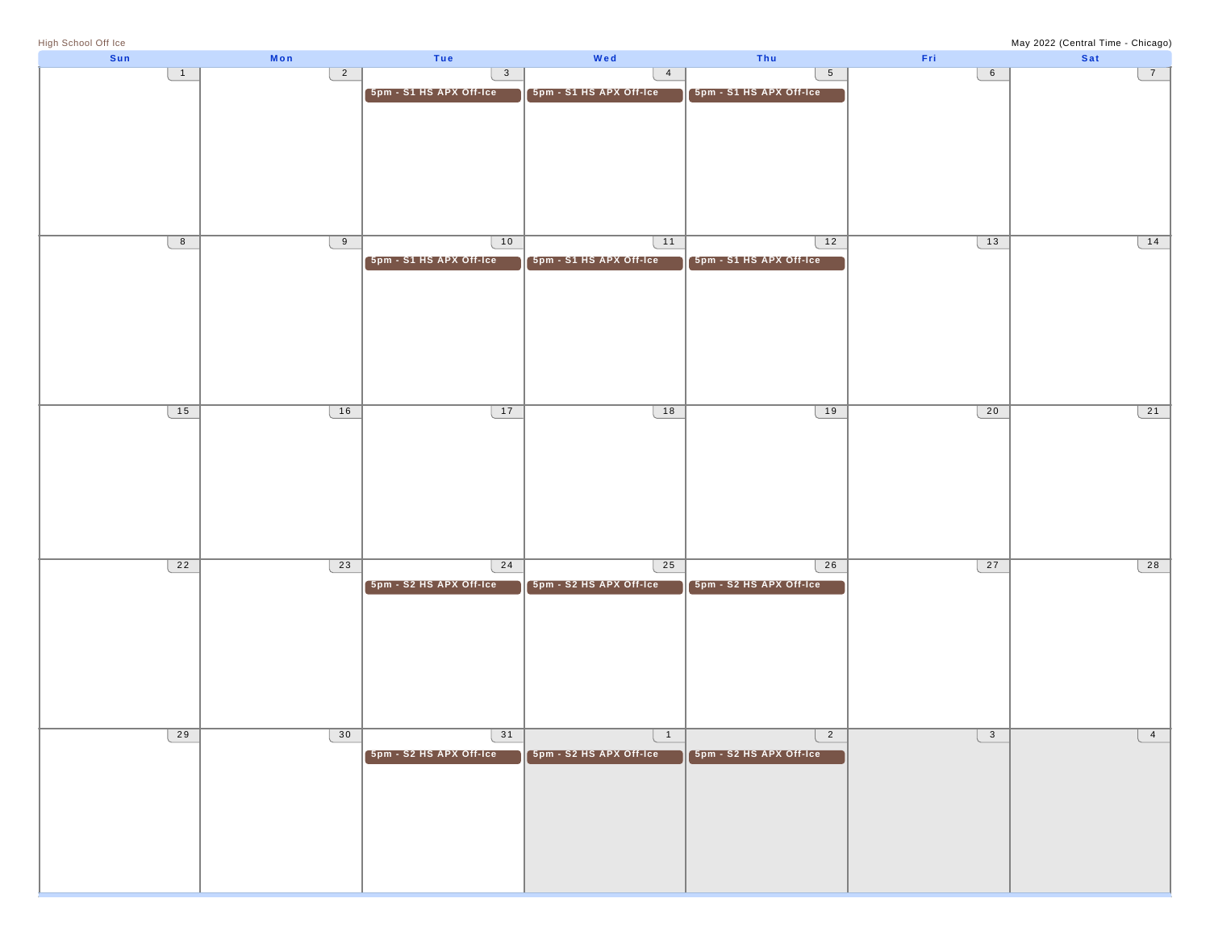High School Off Ice

May 2022 (Central Time - Chicago)

| Sun | Mon | Tue | Wed | Thu | Fri | Sat |
|---|---|---|---|---|---|---|
| 1 | 2 | 3<br>5pm - S1 HS APX Off-Ice | 4<br>5pm - S1 HS APX Off-Ice | 5<br>5pm - S1 HS APX Off-Ice | 6 | 7 |
| 8 | 9 | 10<br>5pm - S1 HS APX Off-Ice | 11<br>5pm - S1 HS APX Off-Ice | 12<br>5pm - S1 HS APX Off-Ice | 13 | 14 |
| 15 | 16 | 17 | 18 | 19 | 20 | 21 |
| 22 | 23 | 24<br>5pm - S2 HS APX Off-Ice | 25<br>5pm - S2 HS APX Off-Ice | 26<br>5pm - S2 HS APX Off-Ice | 27 | 28 |
| 29 | 30 | 31<br>5pm - S2 HS APX Off-Ice | 1<br>5pm - S2 HS APX Off-Ice | 2<br>5pm - S2 HS APX Off-Ice | 3 | 4 |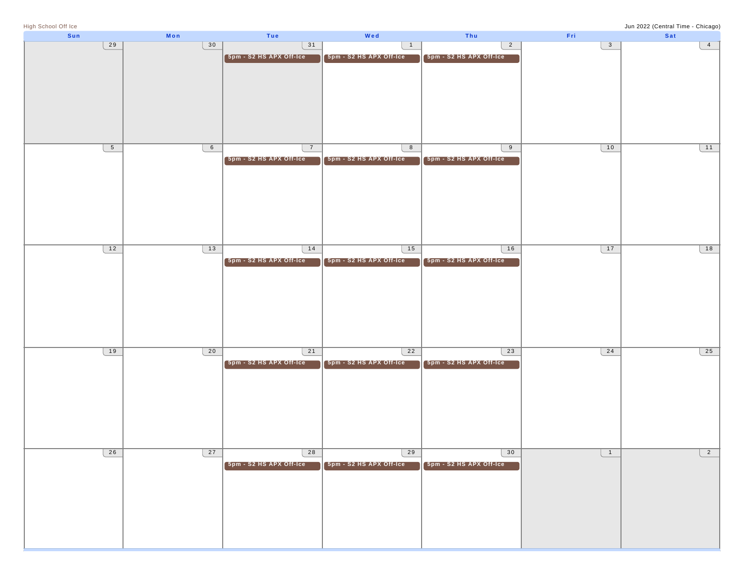High School Off Ice

Jun 2022 (Central Time - Chicago)

| Sun | Mon | Tue | Wed | Thu | Fri | Sat |
| --- | --- | --- | --- | --- | --- | --- |
| 29 | 30 | 31<br>5pm - S2 HS APX Off-Ice | 1<br>5pm - S2 HS APX Off-Ice | 2<br>5pm - S2 HS APX Off-Ice | 3 | 4 |
| 5 | 6 | 7<br>5pm - S2 HS APX Off-Ice | 8<br>5pm - S2 HS APX Off-Ice | 9<br>5pm - S2 HS APX Off-Ice | 10 | 11 |
| 12 | 13 | 14<br>5pm - S2 HS APX Off-Ice | 15<br>5pm - S2 HS APX Off-Ice | 16<br>5pm - S2 HS APX Off-Ice | 17 | 18 |
| 19 | 20 | 21<br>5pm - S2 HS APX Off-Ice | 22<br>5pm - S2 HS APX Off-Ice | 23<br>5pm - S2 HS APX Off-Ice | 24 | 25 |
| 26 | 27 | 28<br>5pm - S2 HS APX Off-Ice | 29<br>5pm - S2 HS APX Off-Ice | 30<br>5pm - S2 HS APX Off-Ice | 1 | 2 |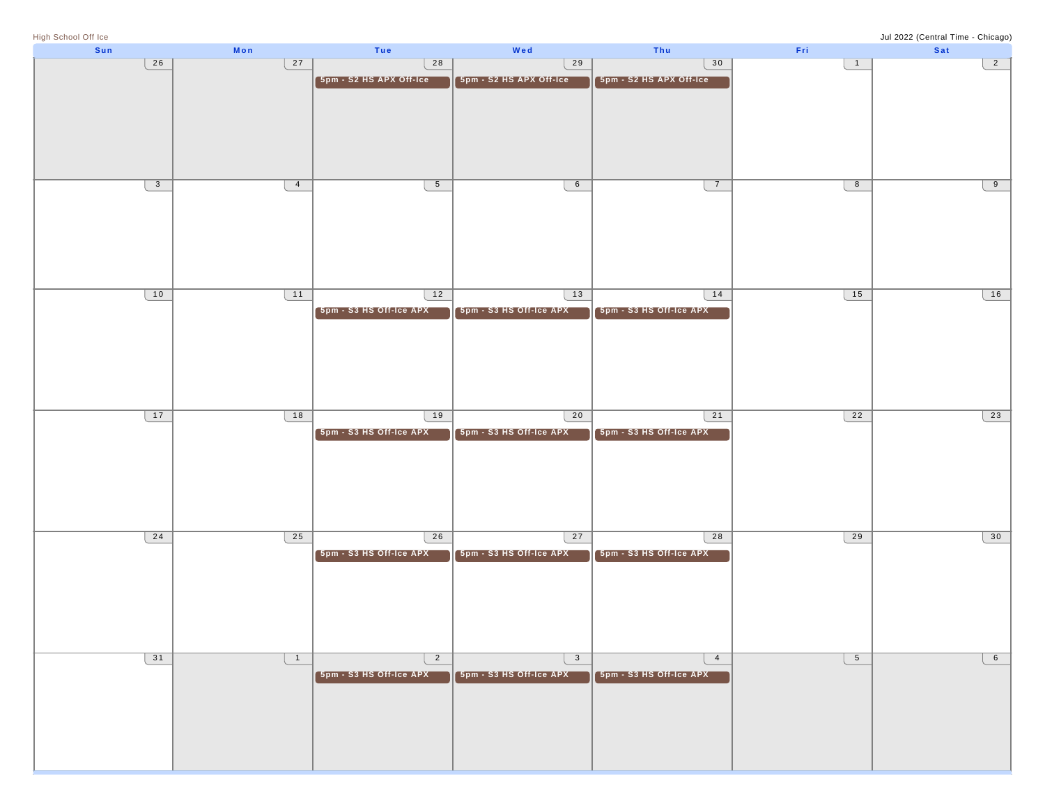High School Off Ice

Jul 2022 (Central Time - Chicago)

| Sun | Mon | Tue | Wed | Thu | Fri | Sat |
|---|---|---|---|---|---|---|
| 26 | 27 | 28<br>5pm - S2 HS APX Off-Ice | 29<br>5pm - S2 HS APX Off-Ice | 30<br>5pm - S2 HS APX Off-Ice | 1 | 2 |
| 3 | 4 | 5 | 6 | 7 | 8 | 9 |
| 10 | 11 | 12<br>5pm - S3 HS Off-Ice APX | 13<br>5pm - S3 HS Off-Ice APX | 14<br>5pm - S3 HS Off-Ice APX | 15 | 16 |
| 17 | 18 | 19<br>5pm - S3 HS Off-Ice APX | 20<br>5pm - S3 HS Off-Ice APX | 21<br>5pm - S3 HS Off-Ice APX | 22 | 23 |
| 24 | 25 | 26<br>5pm - S3 HS Off-Ice APX | 27<br>5pm - S3 HS Off-Ice APX | 28<br>5pm - S3 HS Off-Ice APX | 29 | 30 |
| 31 | 1 | 2<br>5pm - S3 HS Off-Ice APX | 3<br>5pm - S3 HS Off-Ice APX | 4<br>5pm - S3 HS Off-Ice APX | 5 | 6 |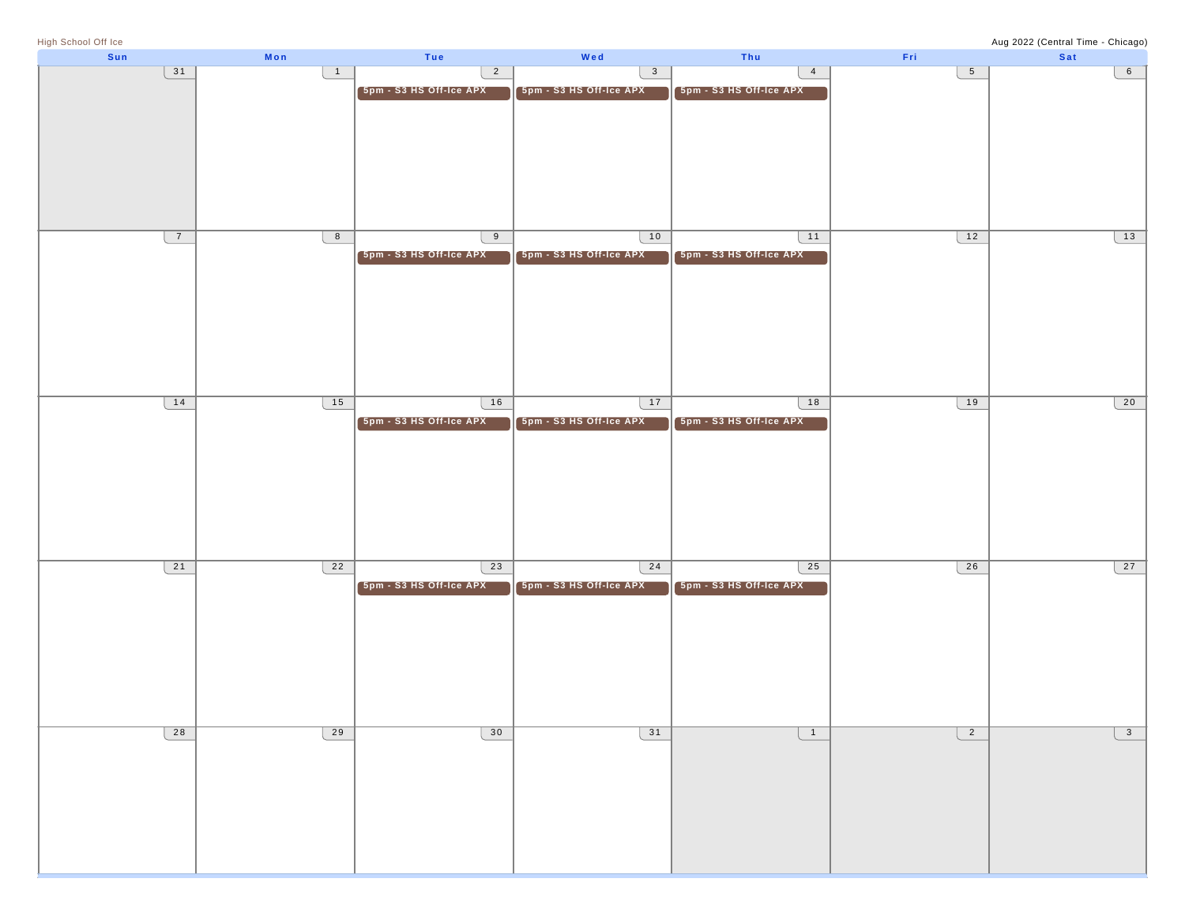High School Off Ice

Aug 2022 (Central Time - Chicago)

| Sun | Mon | Tue | Wed | Thu | Fri | Sat |
|---|---|---|---|---|---|---|
| 31 | 1 | 2<br>5pm - S3 HS Off-Ice APX | 3<br>5pm - S3 HS Off-Ice APX | 4<br>5pm - S3 HS Off-Ice APX | 5 | 6 |
| 7 | 8 | 9<br>5pm - S3 HS Off-Ice APX | 10<br>5pm - S3 HS Off-Ice APX | 11<br>5pm - S3 HS Off-Ice APX | 12 | 13 |
| 14 | 15 | 16<br>5pm - S3 HS Off-Ice APX | 17<br>5pm - S3 HS Off-Ice APX | 18<br>5pm - S3 HS Off-Ice APX | 19 | 20 |
| 21 | 22 | 23<br>5pm - S3 HS Off-Ice APX | 24<br>5pm - S3 HS Off-Ice APX | 25<br>5pm - S3 HS Off-Ice APX | 26 | 27 |
| 28 | 29 | 30 | 31 | 1 | 2 | 3 |